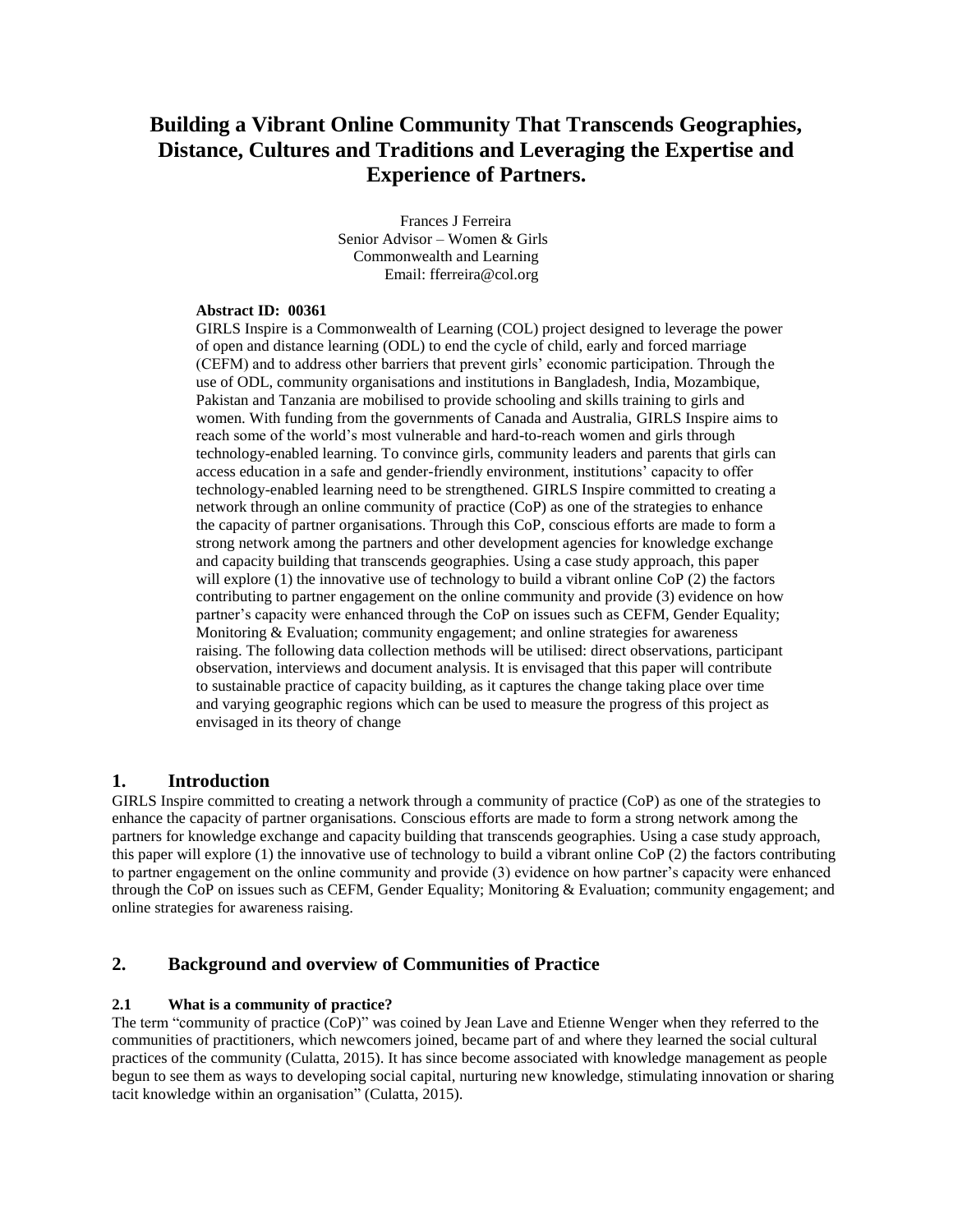# Building a Vibrant Online Community That Transcends Geographies, Distance, Cultures and Traditions and Leveraging the Expertise and Experience of Partners.

Frances J Ferreira
Senior Advisor – Women & Girls
Commonwealth and Learning
Email: fferreira@col.org

**Abstract ID: 00361**

GIRLS Inspire is a Commonwealth of Learning (COL) project designed to leverage the power of open and distance learning (ODL) to end the cycle of child, early and forced marriage (CEFM) and to address other barriers that prevent girls' economic participation. Through the use of ODL, community organisations and institutions in Bangladesh, India, Mozambique, Pakistan and Tanzania are mobilised to provide schooling and skills training to girls and women. With funding from the governments of Canada and Australia, GIRLS Inspire aims to reach some of the world's most vulnerable and hard-to-reach women and girls through technology-enabled learning. To convince girls, community leaders and parents that girls can access education in a safe and gender-friendly environment, institutions' capacity to offer technology-enabled learning need to be strengthened. GIRLS Inspire committed to creating a network through an online community of practice (CoP) as one of the strategies to enhance the capacity of partner organisations. Through this CoP, conscious efforts are made to form a strong network among the partners and other development agencies for knowledge exchange and capacity building that transcends geographies. Using a case study approach, this paper will explore (1) the innovative use of technology to build a vibrant online CoP (2) the factors contributing to partner engagement on the online community and provide (3) evidence on how partner's capacity were enhanced through the CoP on issues such as CEFM, Gender Equality; Monitoring & Evaluation; community engagement; and online strategies for awareness raising. The following data collection methods will be utilised: direct observations, participant observation, interviews and document analysis. It is envisaged that this paper will contribute to sustainable practice of capacity building, as it captures the change taking place over time and varying geographic regions which can be used to measure the progress of this project as envisaged in its theory of change

## 1. Introduction

GIRLS Inspire committed to creating a network through a community of practice (CoP) as one of the strategies to enhance the capacity of partner organisations. Conscious efforts are made to form a strong network among the partners for knowledge exchange and capacity building that transcends geographies. Using a case study approach, this paper will explore (1) the innovative use of technology to build a vibrant online CoP (2) the factors contributing to partner engagement on the online community and provide (3) evidence on how partner's capacity were enhanced through the CoP on issues such as CEFM, Gender Equality; Monitoring & Evaluation; community engagement; and online strategies for awareness raising.

## 2. Background and overview of Communities of Practice

### 2.1 What is a community of practice?

The term "community of practice (CoP)" was coined by Jean Lave and Etienne Wenger when they referred to the communities of practitioners, which newcomers joined, became part of and where they learned the social cultural practices of the community (Culatta, 2015). It has since become associated with knowledge management as people begun to see them as ways to developing social capital, nurturing new knowledge, stimulating innovation or sharing tacit knowledge within an organisation" (Culatta, 2015).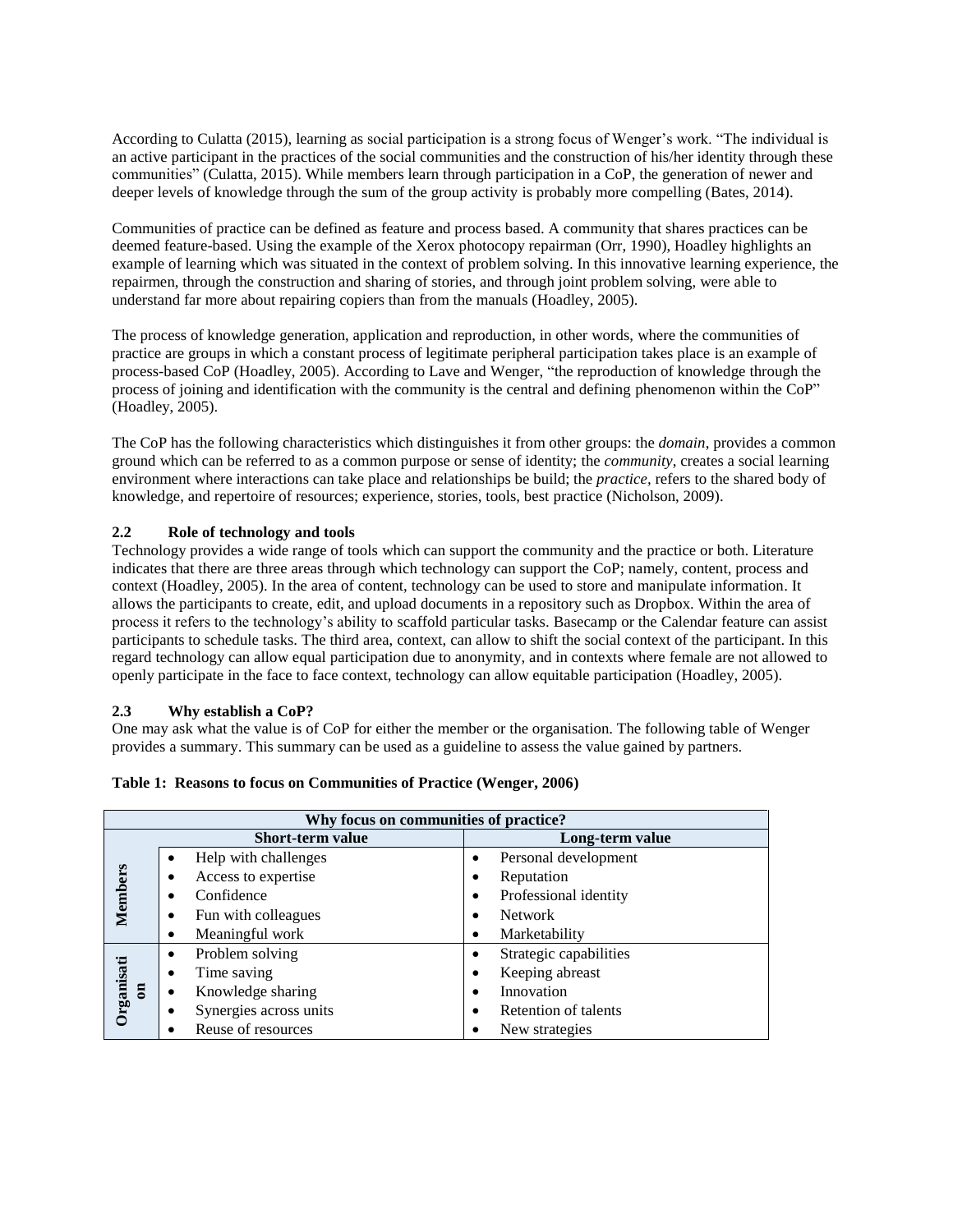According to Culatta (2015), learning as social participation is a strong focus of Wenger's work. "The individual is an active participant in the practices of the social communities and the construction of his/her identity through these communities" (Culatta, 2015). While members learn through participation in a CoP, the generation of newer and deeper levels of knowledge through the sum of the group activity is probably more compelling (Bates, 2014).

Communities of practice can be defined as feature and process based. A community that shares practices can be deemed feature-based. Using the example of the Xerox photocopy repairman (Orr, 1990), Hoadley highlights an example of learning which was situated in the context of problem solving. In this innovative learning experience, the repairmen, through the construction and sharing of stories, and through joint problem solving, were able to understand far more about repairing copiers than from the manuals (Hoadley, 2005).

The process of knowledge generation, application and reproduction, in other words, where the communities of practice are groups in which a constant process of legitimate peripheral participation takes place is an example of process-based CoP (Hoadley, 2005). According to Lave and Wenger, "the reproduction of knowledge through the process of joining and identification with the community is the central and defining phenomenon within the CoP" (Hoadley, 2005).

The CoP has the following characteristics which distinguishes it from other groups: the *domain*, provides a common ground which can be referred to as a common purpose or sense of identity; the *community*, creates a social learning environment where interactions can take place and relationships be build; the *practice*, refers to the shared body of knowledge, and repertoire of resources; experience, stories, tools, best practice (Nicholson, 2009).

### 2.2 Role of technology and tools

Technology provides a wide range of tools which can support the community and the practice or both. Literature indicates that there are three areas through which technology can support the CoP; namely, content, process and context (Hoadley, 2005). In the area of content, technology can be used to store and manipulate information. It allows the participants to create, edit, and upload documents in a repository such as Dropbox. Within the area of process it refers to the technology's ability to scaffold particular tasks. Basecamp or the Calendar feature can assist participants to schedule tasks. The third area, context, can allow to shift the social context of the participant. In this regard technology can allow equal participation due to anonymity, and in contexts where female are not allowed to openly participate in the face to face context, technology can allow equitable participation (Hoadley, 2005).

### 2.3 Why establish a CoP?

One may ask what the value is of CoP for either the member or the organisation. The following table of Wenger provides a summary. This summary can be used as a guideline to assess the value gained by partners.

**Table 1: Reasons to focus on Communities of Practice (Wenger, 2006)**

| Why focus on communities of practice? | | |
|---|---|---|
| | **Short-term value** | **Long-term value** |
| **Members** | • Help with challenges<br>• Access to expertise<br>• Confidence<br>• Fun with colleagues<br>• Meaningful work | • Personal development<br>• Reputation<br>• Professional identity<br>• Network<br>• Marketability |
| **Organisation** | • Problem solving<br>• Time saving<br>• Knowledge sharing<br>• Synergies across units<br>• Reuse of resources | • Strategic capabilities<br>• Keeping abreast<br>• Innovation<br>• Retention of talents<br>• New strategies |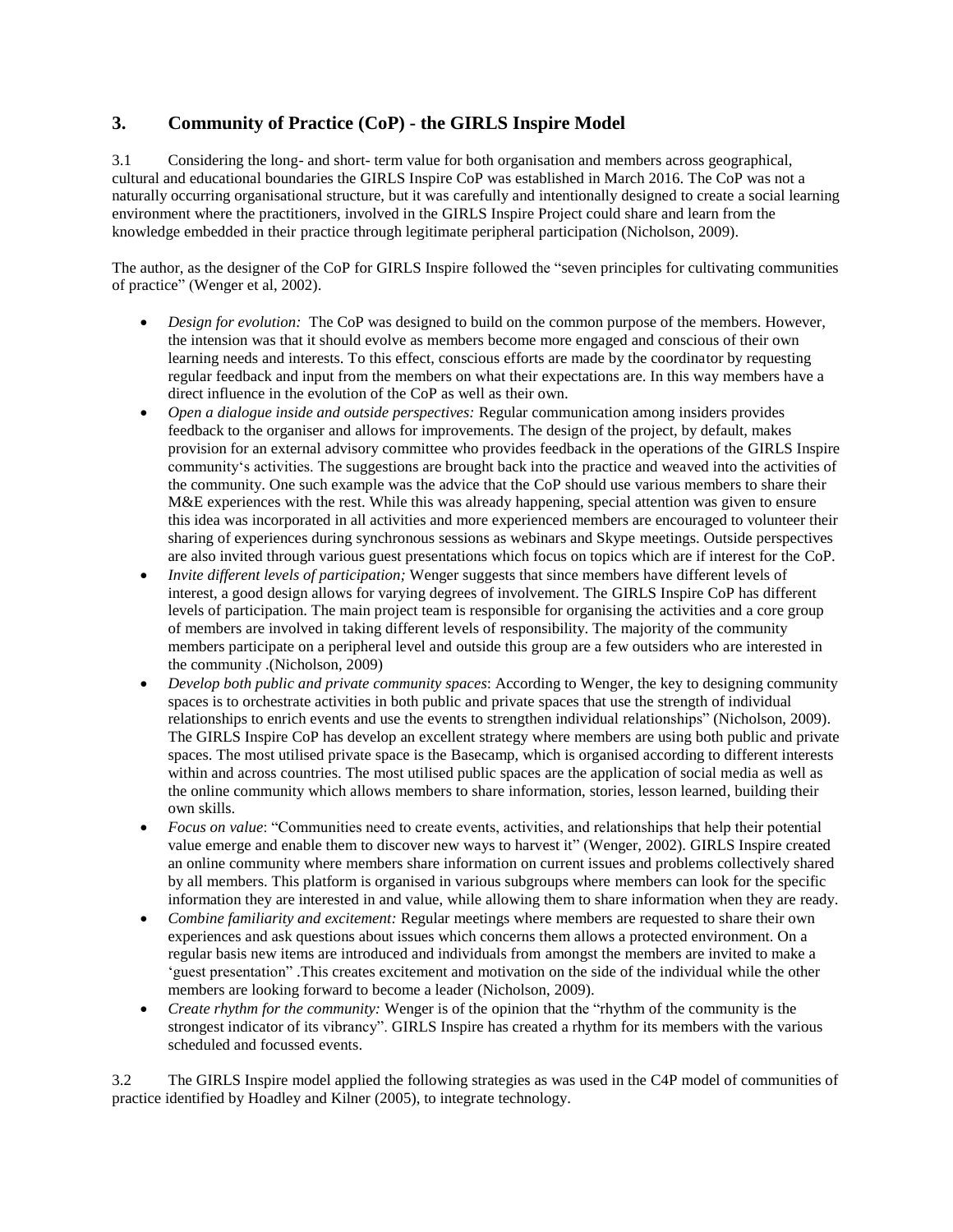## 3. Community of Practice (CoP) - the GIRLS Inspire Model

3.1 Considering the long- and short- term value for both organisation and members across geographical, cultural and educational boundaries the GIRLS Inspire CoP was established in March 2016. The CoP was not a naturally occurring organisational structure, but it was carefully and intentionally designed to create a social learning environment where the practitioners, involved in the GIRLS Inspire Project could share and learn from the knowledge embedded in their practice through legitimate peripheral participation (Nicholson, 2009).

The author, as the designer of the CoP for GIRLS Inspire followed the "seven principles for cultivating communities of practice" (Wenger et al, 2002).

- *Design for evolution:* The CoP was designed to build on the common purpose of the members. However, the intension was that it should evolve as members become more engaged and conscious of their own learning needs and interests. To this effect, conscious efforts are made by the coordinator by requesting regular feedback and input from the members on what their expectations are. In this way members have a direct influence in the evolution of the CoP as well as their own.
- *Open a dialogue inside and outside perspectives:* Regular communication among insiders provides feedback to the organiser and allows for improvements. The design of the project, by default, makes provision for an external advisory committee who provides feedback in the operations of the GIRLS Inspire community's activities. The suggestions are brought back into the practice and weaved into the activities of the community. One such example was the advice that the CoP should use various members to share their M&E experiences with the rest. While this was already happening, special attention was given to ensure this idea was incorporated in all activities and more experienced members are encouraged to volunteer their sharing of experiences during synchronous sessions as webinars and Skype meetings. Outside perspectives are also invited through various guest presentations which focus on topics which are if interest for the CoP.
- *Invite different levels of participation;* Wenger suggests that since members have different levels of interest, a good design allows for varying degrees of involvement. The GIRLS Inspire CoP has different levels of participation. The main project team is responsible for organising the activities and a core group of members are involved in taking different levels of responsibility. The majority of the community members participate on a peripheral level and outside this group are a few outsiders who are interested in the community .(Nicholson, 2009)
- *Develop both public and private community spaces*: According to Wenger, the key to designing community spaces is to orchestrate activities in both public and private spaces that use the strength of individual relationships to enrich events and use the events to strengthen individual relationships" (Nicholson, 2009). The GIRLS Inspire CoP has develop an excellent strategy where members are using both public and private spaces. The most utilised private space is the Basecamp, which is organised according to different interests within and across countries. The most utilised public spaces are the application of social media as well as the online community which allows members to share information, stories, lesson learned, building their own skills.
- *Focus on value*: "Communities need to create events, activities, and relationships that help their potential value emerge and enable them to discover new ways to harvest it" (Wenger, 2002). GIRLS Inspire created an online community where members share information on current issues and problems collectively shared by all members. This platform is organised in various subgroups where members can look for the specific information they are interested in and value, while allowing them to share information when they are ready.
- *Combine familiarity and excitement:* Regular meetings where members are requested to share their own experiences and ask questions about issues which concerns them allows a protected environment. On a regular basis new items are introduced and individuals from amongst the members are invited to make a 'guest presentation" .This creates excitement and motivation on the side of the individual while the other members are looking forward to become a leader (Nicholson, 2009).
- *Create rhythm for the community:* Wenger is of the opinion that the "rhythm of the community is the strongest indicator of its vibrancy". GIRLS Inspire has created a rhythm for its members with the various scheduled and focussed events.

3.2 The GIRLS Inspire model applied the following strategies as was used in the C4P model of communities of practice identified by Hoadley and Kilner (2005), to integrate technology.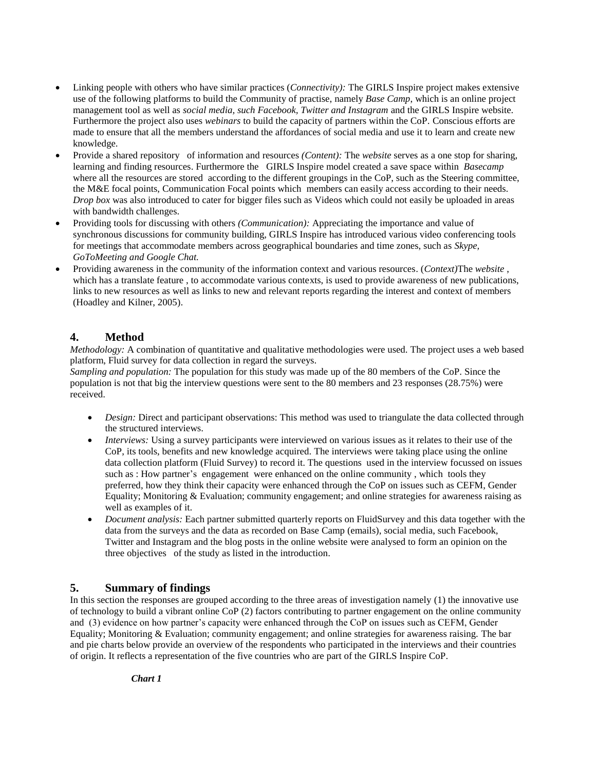- Linking people with others who have similar practices (*Connectivity):* The GIRLS Inspire project makes extensive use of the following platforms to build the Community of practise, namely *Base Camp*, which is an online project management tool as well as *social media, such Facebook, Twitter and Instagram* and the GIRLS Inspire website. Furthermore the project also uses *webinars* to build the capacity of partners within the CoP. Conscious efforts are made to ensure that all the members understand the affordances of social media and use it to learn and create new knowledge.
- Provide a shared repository of information and resources *(Content):* The *website* serves as a one stop for sharing, learning and finding resources. Furthermore the GIRLS Inspire model created a save space within *Basecamp* where all the resources are stored according to the different groupings in the CoP, such as the Steering committee, the M&E focal points, Communication Focal points which members can easily access according to their needs. *Drop box* was also introduced to cater for bigger files such as Videos which could not easily be uploaded in areas with bandwidth challenges.
- Providing tools for discussing with others *(Communication):* Appreciating the importance and value of synchronous discussions for community building, GIRLS Inspire has introduced various video conferencing tools for meetings that accommodate members across geographical boundaries and time zones, such as *Skype, GoToMeeting and Google Chat.*
- Providing awareness in the community of the information context and various resources. (*Context)*The *website* , which has a translate feature , to accommodate various contexts, is used to provide awareness of new publications, links to new resources as well as links to new and relevant reports regarding the interest and context of members (Hoadley and Kilner, 2005).

## 4. Method

*Methodology:* A combination of quantitative and qualitative methodologies were used. The project uses a web based platform, Fluid survey for data collection in regard the surveys.
*Sampling and population:* The population for this study was made up of the 80 members of the CoP. Since the population is not that big the interview questions were sent to the 80 members and 23 responses (28.75%) were received.

- *Design:* Direct and participant observations: This method was used to triangulate the data collected through the structured interviews.
- *Interviews:* Using a survey participants were interviewed on various issues as it relates to their use of the CoP, its tools, benefits and new knowledge acquired. The interviews were taking place using the online data collection platform (Fluid Survey) to record it. The questions used in the interview focussed on issues such as : How partner's engagement were enhanced on the online community , which tools they preferred, how they think their capacity were enhanced through the CoP on issues such as CEFM, Gender Equality; Monitoring & Evaluation; community engagement; and online strategies for awareness raising as well as examples of it.
- *Document analysis:* Each partner submitted quarterly reports on FluidSurvey and this data together with the data from the surveys and the data as recorded on Base Camp (emails), social media, such Facebook, Twitter and Instagram and the blog posts in the online website were analysed to form an opinion on the three objectives of the study as listed in the introduction.

## 5. Summary of findings

In this section the responses are grouped according to the three areas of investigation namely (1) the innovative use of technology to build a vibrant online CoP (2) factors contributing to partner engagement on the online community and (3) evidence on how partner's capacity were enhanced through the CoP on issues such as CEFM, Gender Equality; Monitoring & Evaluation; community engagement; and online strategies for awareness raising. The bar and pie charts below provide an overview of the respondents who participated in the interviews and their countries of origin. It reflects a representation of the five countries who are part of the GIRLS Inspire CoP.

***Chart 1***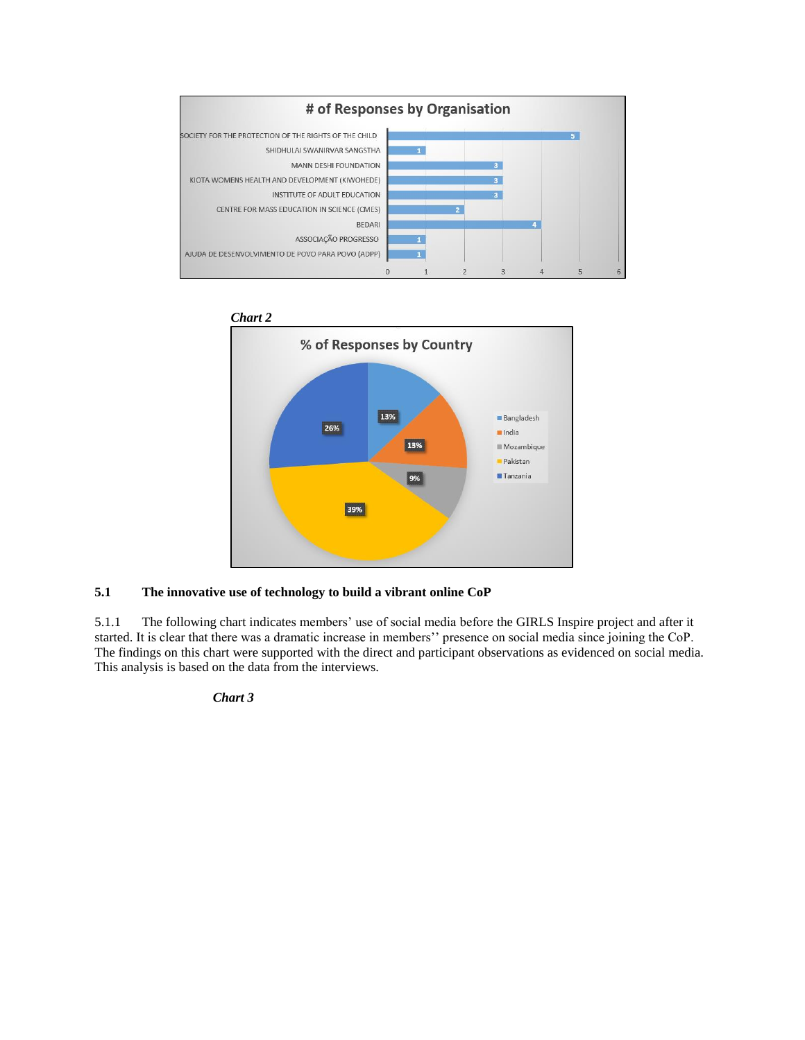# of Responses by Organisation

| Organisation | # of Responses |
|---|---|
| SOCIETY FOR THE PROTECTION OF THE RIGHTS OF THE CHILD | 5 |
| SHIDHULAI SWANIRVAR SANGSTHA | 1 |
| MANN DESHI FOUNDATION | 3 |
| KIOTA WOMENS HEALTH AND DEVELOPMENT (KIWOHEDE) | 3 |
| INSTITUTE OF ADULT EDUCATION | 3 |
| CENTRE FOR MASS EDUCATION IN SCIENCE (CMES) | 2 |
| BEDARI | 4 |
| ASSOCIAÇÃO PROGRESSO | 1 |
| AJUDA DE DESENVOLVIMENTO DE POVO PARA POVO (ADPP) | 1 |

***Chart 2***

% of Responses by Country

| Country | % |
|---|---|
| Bangladesh | 13% |
| India | 13% |
| Mozambique | 9% |
| Pakistan | 39% |
| Tanzania | 26% |

## 5.1 The innovative use of technology to build a vibrant online CoP

5.1.1 The following chart indicates members' use of social media before the GIRLS Inspire project and after it started. It is clear that there was a dramatic increase in members'' presence on social media since joining the CoP. The findings on this chart were supported with the direct and participant observations as evidenced on social media. This analysis is based on the data from the interviews.

***Chart 3***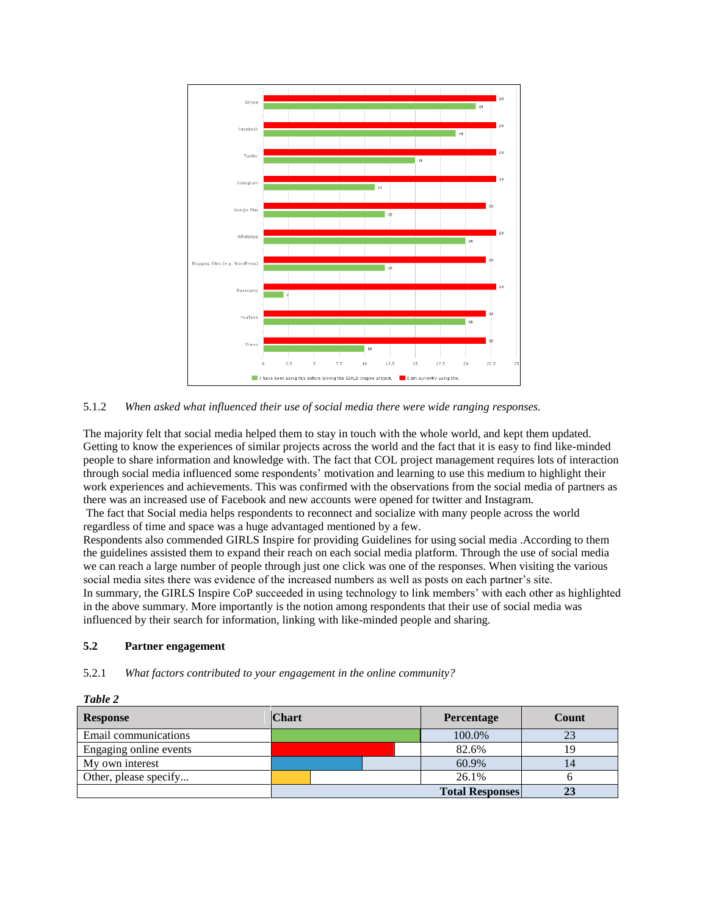| Platform | I have been using this before joining the GIRLS Inspire project. | I am currently using this. |
|---|---|---|
| Skype | 21 | 23 |
| Facebook | 19 | 23 |
| Twitter | 15 | 23 |
| Instagram | 11 | 23 |
| Google Plus | 12 | 22 |
| WhatsApp | 20 | 23 |
| Blogging Sites (e.g. WordPress) | 12 | 22 |
| Basecamp | 2 | 23 |
| YouTube | 20 | 22 |
| Vimeo | 10 | 22 |

5.1.2 *When asked what influenced their use of social media there were wide ranging responses.*

The majority felt that social media helped them to stay in touch with the whole world, and kept them updated. Getting to know the experiences of similar projects across the world and the fact that it is easy to find like-minded people to share information and knowledge with. The fact that COL project management requires lots of interaction through social media influenced some respondents' motivation and learning to use this medium to highlight their work experiences and achievements. This was confirmed with the observations from the social media of partners as there was an increased use of Facebook and new accounts were opened for twitter and Instagram.

The fact that Social media helps respondents to reconnect and socialize with many people across the world regardless of time and space was a huge advantaged mentioned by a few.

Respondents also commended GIRLS Inspire for providing Guidelines for using social media .According to them the guidelines assisted them to expand their reach on each social media platform. Through the use of social media we can reach a large number of people through just one click was one of the responses. When visiting the various social media sites there was evidence of the increased numbers as well as posts on each partner's site.

In summary, the GIRLS Inspire CoP succeeded in using technology to link members' with each other as highlighted in the above summary. More importantly is the notion among respondents that their use of social media was influenced by their search for information, linking with like-minded people and sharing.

### 5.2 Partner engagement

5.2.1 *What factors contributed to your engagement in the online community?*

***Table 2***

| Response | Chart | Percentage | Count |
|---|---|---|---|
| Email communications | | 100.0% | 23 |
| Engaging online events | | 82.6% | 19 |
| My own interest | | 60.9% | 14 |
| Other, please specify... | | 26.1% | 6 |
| | | **Total Responses** | **23** |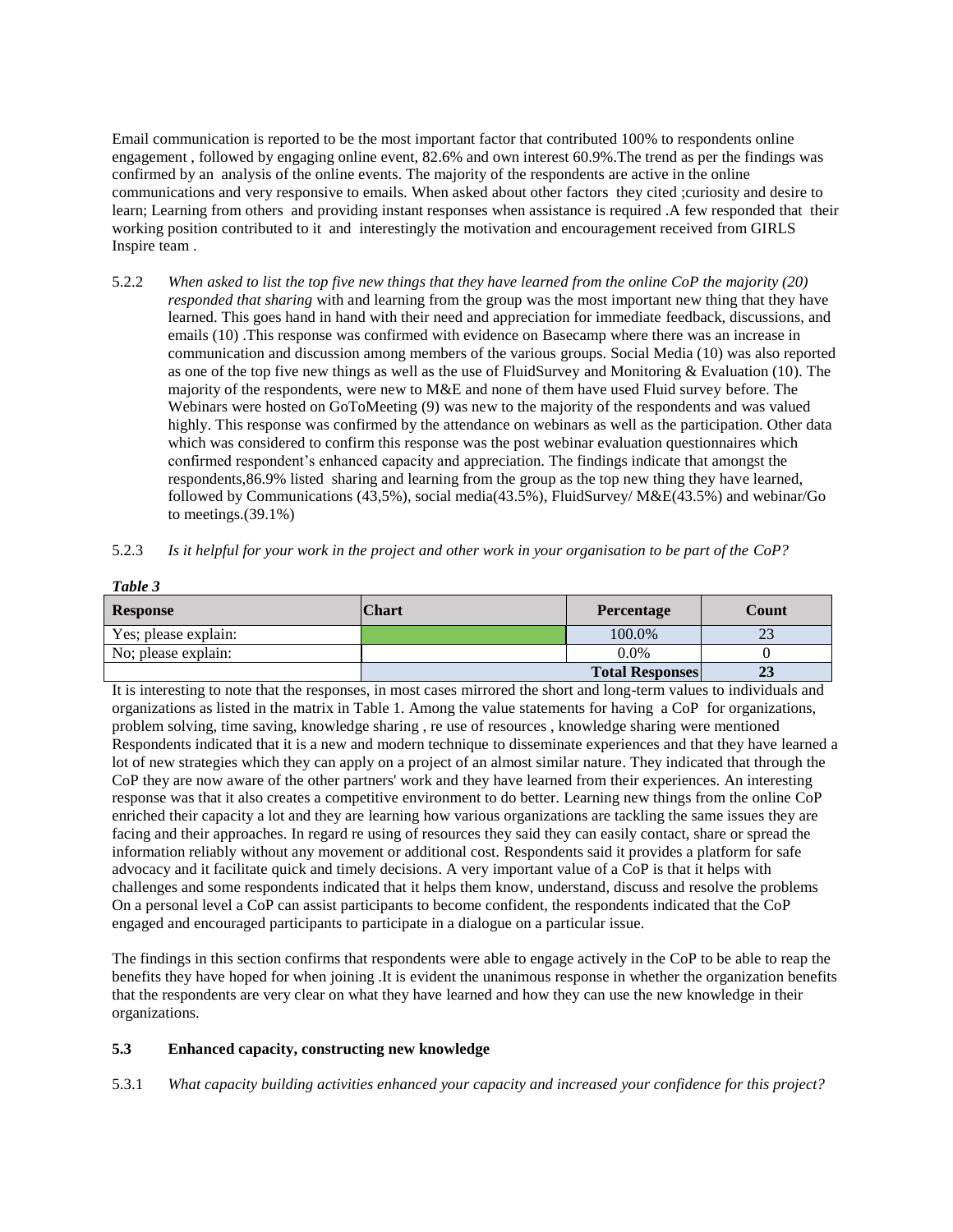Email communication is reported to be the most important factor that contributed 100% to respondents online engagement , followed by engaging online event, 82.6% and own interest 60.9%.The trend as per the findings was confirmed by an analysis of the online events. The majority of the respondents are active in the online communications and very responsive to emails. When asked about other factors they cited ;curiosity and desire to learn; Learning from others and providing instant responses when assistance is required .A few responded that their working position contributed to it and interestingly the motivation and encouragement received from GIRLS Inspire team .

5.2.2 *When asked to list the top five new things that they have learned from the online CoP the majority (20) responded that sharing* with and learning from the group was the most important new thing that they have learned. This goes hand in hand with their need and appreciation for immediate feedback, discussions, and emails (10) .This response was confirmed with evidence on Basecamp where there was an increase in communication and discussion among members of the various groups. Social Media (10) was also reported as one of the top five new things as well as the use of FluidSurvey and Monitoring & Evaluation (10). The majority of the respondents, were new to M&E and none of them have used Fluid survey before. The Webinars were hosted on GoToMeeting (9) was new to the majority of the respondents and was valued highly. This response was confirmed by the attendance on webinars as well as the participation. Other data which was considered to confirm this response was the post webinar evaluation questionnaires which confirmed respondent's enhanced capacity and appreciation. The findings indicate that amongst the respondents,86.9% listed sharing and learning from the group as the top new thing they have learned, followed by Communications (43,5%), social media(43.5%), FluidSurvey/ M&E(43.5%) and webinar/Go to meetings.(39.1%)

5.2.3 *Is it helpful for your work in the project and other work in your organisation to be part of the CoP?*

***Table 3***

| Response | Chart | Percentage | Count |
|---|---|---|---|
| Yes; please explain: | | 100.0% | 23 |
| No; please explain: | | 0.0% | 0 |
| | | **Total Responses** | **23** |

It is interesting to note that the responses, in most cases mirrored the short and long-term values to individuals and organizations as listed in the matrix in Table 1. Among the value statements for having a CoP for organizations, problem solving, time saving, knowledge sharing , re use of resources , knowledge sharing were mentioned Respondents indicated that it is a new and modern technique to disseminate experiences and that they have learned a lot of new strategies which they can apply on a project of an almost similar nature. They indicated that through the CoP they are now aware of the other partners' work and they have learned from their experiences. An interesting response was that it also creates a competitive environment to do better. Learning new things from the online CoP enriched their capacity a lot and they are learning how various organizations are tackling the same issues they are facing and their approaches. In regard re using of resources they said they can easily contact, share or spread the information reliably without any movement or additional cost. Respondents said it provides a platform for safe advocacy and it facilitate quick and timely decisions. A very important value of a CoP is that it helps with challenges and some respondents indicated that it helps them know, understand, discuss and resolve the problems On a personal level a CoP can assist participants to become confident, the respondents indicated that the CoP engaged and encouraged participants to participate in a dialogue on a particular issue.

The findings in this section confirms that respondents were able to engage actively in the CoP to be able to reap the benefits they have hoped for when joining .It is evident the unanimous response in whether the organization benefits that the respondents are very clear on what they have learned and how they can use the new knowledge in their organizations.

### 5.3 Enhanced capacity, constructing new knowledge

5.3.1 *What capacity building activities enhanced your capacity and increased your confidence for this project?*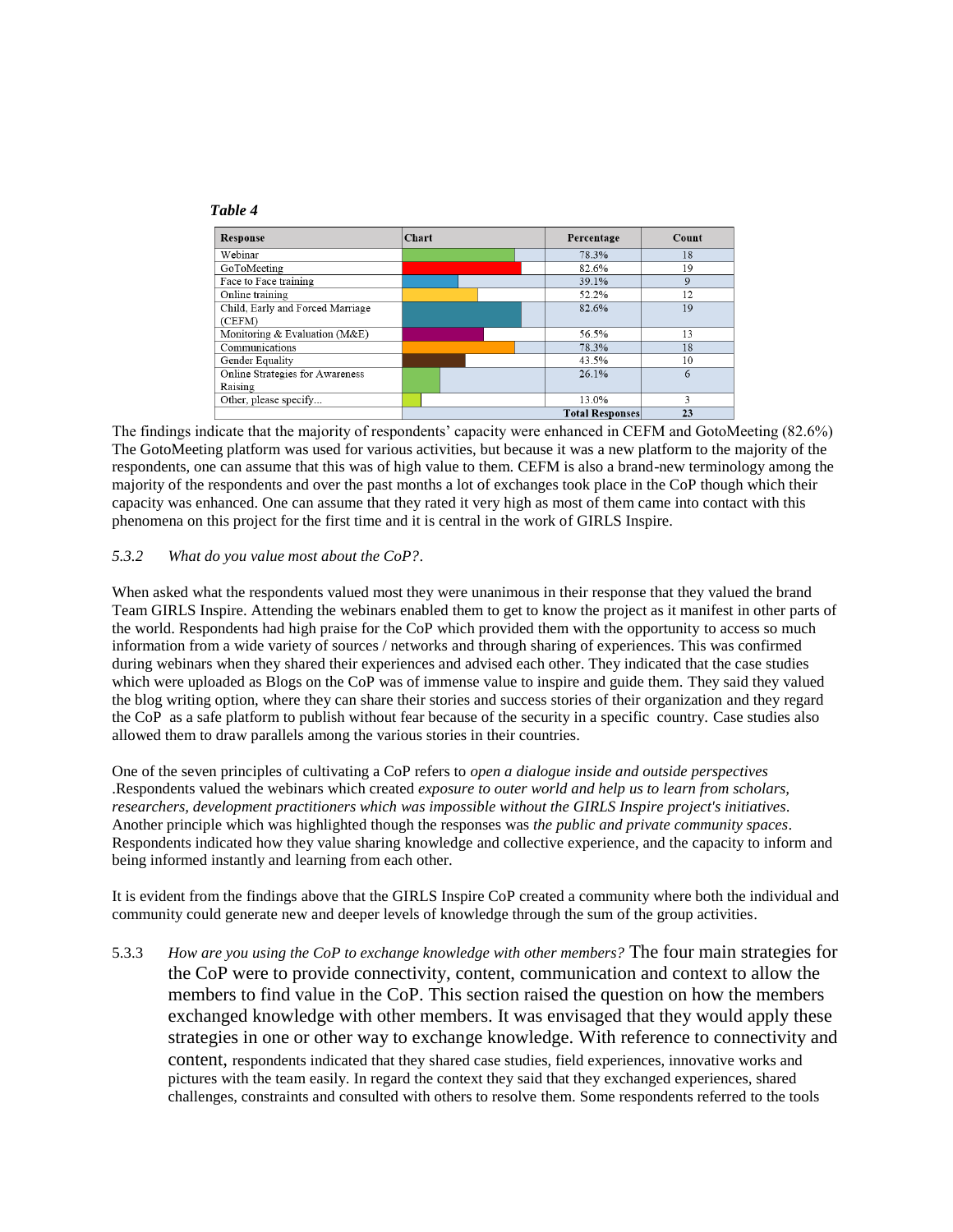***Table 4***

| Response | Chart | Percentage | Count |
| --- | --- | --- | --- |
| Webinar | | 78.3% | 18 |
| GoToMeeting | | 82.6% | 19 |
| Face to Face training | | 39.1% | 9 |
| Online training | | 52.2% | 12 |
| Child, Early and Forced Marriage (CEFM) | | 82.6% | 19 |
| Monitoring & Evaluation (M&E) | | 56.5% | 13 |
| Communications | | 78.3% | 18 |
| Gender Equality | | 43.5% | 10 |
| Online Strategies for Awareness Raising | | 26.1% | 6 |
| Other, please specify... | | 13.0% | 3 |
| | | **Total Responses** | **23** |

The findings indicate that the majority of respondents' capacity were enhanced in CEFM and GotoMeeting (82.6%) The GotoMeeting platform was used for various activities, but because it was a new platform to the majority of the respondents, one can assume that this was of high value to them. CEFM is also a brand-new terminology among the majority of the respondents and over the past months a lot of exchanges took place in the CoP though which their capacity was enhanced. One can assume that they rated it very high as most of them came into contact with this phenomena on this project for the first time and it is central in the work of GIRLS Inspire.

*5.3.2 What do you value most about the CoP?*.

When asked what the respondents valued most they were unanimous in their response that they valued the brand Team GIRLS Inspire. Attending the webinars enabled them to get to know the project as it manifest in other parts of the world. Respondents had high praise for the CoP which provided them with the opportunity to access so much information from a wide variety of sources / networks and through sharing of experiences. This was confirmed during webinars when they shared their experiences and advised each other. They indicated that the case studies which were uploaded as Blogs on the CoP was of immense value to inspire and guide them. They said they valued the blog writing option, where they can share their stories and success stories of their organization and they regard the CoP as a safe platform to publish without fear because of the security in a specific country. Case studies also allowed them to draw parallels among the various stories in their countries.

One of the seven principles of cultivating a CoP refers to *open a dialogue inside and outside perspectives* .Respondents valued the webinars which created *exposure to outer world and help us to learn from scholars, researchers, development practitioners which was impossible without the GIRLS Inspire project's initiatives*. Another principle which was highlighted though the responses was *the public and private community spaces*. Respondents indicated how they value sharing knowledge and collective experience, and the capacity to inform and being informed instantly and learning from each other.

It is evident from the findings above that the GIRLS Inspire CoP created a community where both the individual and community could generate new and deeper levels of knowledge through the sum of the group activities.

5.3.3 *How are you using the CoP to exchange knowledge with other members?* The four main strategies for the CoP were to provide connectivity, content, communication and context to allow the members to find value in the CoP. This section raised the question on how the members exchanged knowledge with other members. It was envisaged that they would apply these strategies in one or other way to exchange knowledge. With reference to connectivity and content, respondents indicated that they shared case studies, field experiences, innovative works and pictures with the team easily. In regard the context they said that they exchanged experiences, shared challenges, constraints and consulted with others to resolve them. Some respondents referred to the tools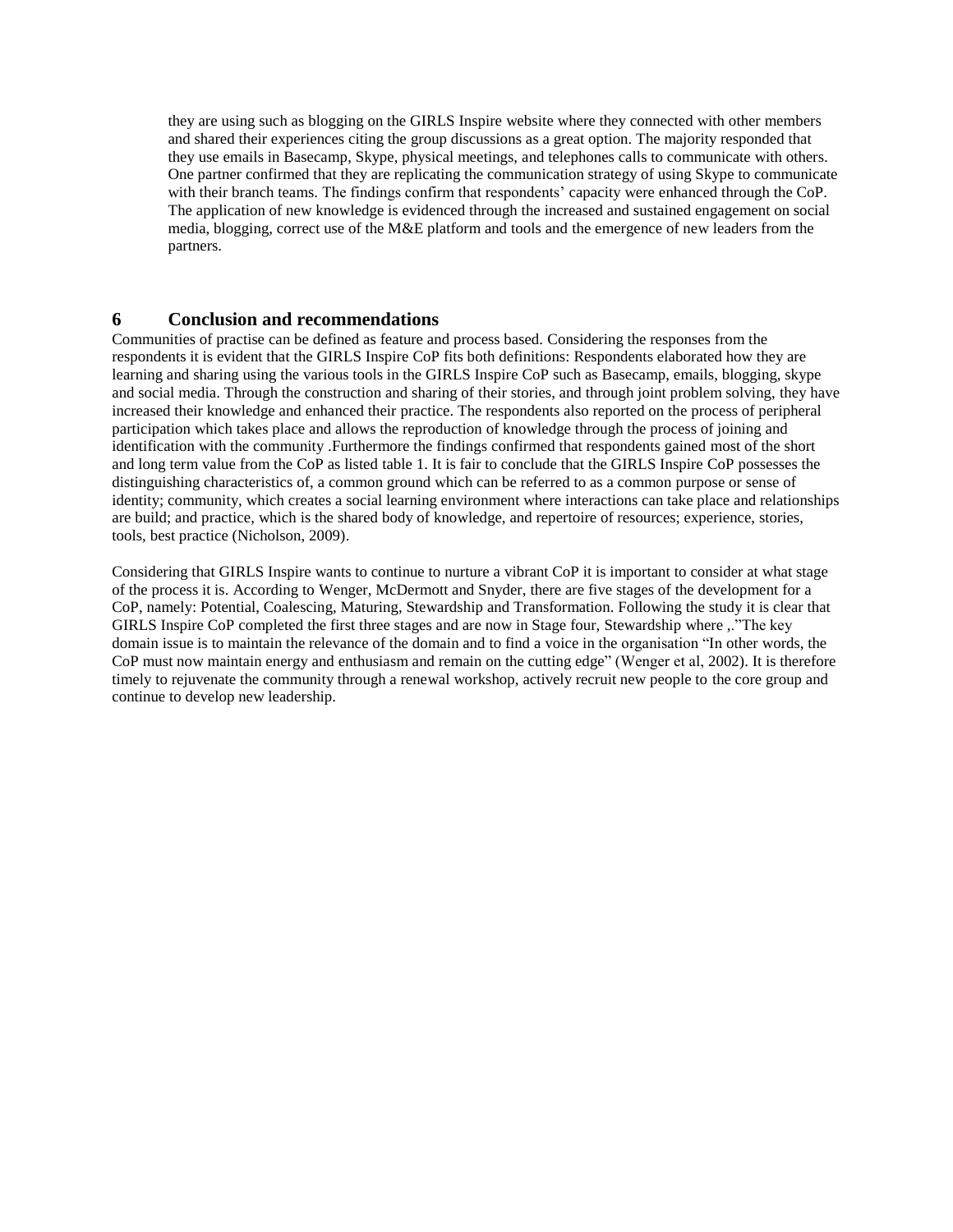they are using such as blogging on the GIRLS Inspire website where they connected with other members and shared their experiences citing the group discussions as a great option. The majority responded that they use emails in Basecamp, Skype, physical meetings, and telephones calls to communicate with others. One partner confirmed that they are replicating the communication strategy of using Skype to communicate with their branch teams. The findings confirm that respondents' capacity were enhanced through the CoP. The application of new knowledge is evidenced through the increased and sustained engagement on social media, blogging, correct use of the M&E platform and tools and the emergence of new leaders from the partners.

# 6 Conclusion and recommendations

Communities of practise can be defined as feature and process based. Considering the responses from the respondents it is evident that the GIRLS Inspire CoP fits both definitions: Respondents elaborated how they are learning and sharing using the various tools in the GIRLS Inspire CoP such as Basecamp, emails, blogging, skype and social media. Through the construction and sharing of their stories, and through joint problem solving, they have increased their knowledge and enhanced their practice. The respondents also reported on the process of peripheral participation which takes place and allows the reproduction of knowledge through the process of joining and identification with the community .Furthermore the findings confirmed that respondents gained most of the short and long term value from the CoP as listed table 1. It is fair to conclude that the GIRLS Inspire CoP possesses the distinguishing characteristics of, a common ground which can be referred to as a common purpose or sense of identity; community, which creates a social learning environment where interactions can take place and relationships are build; and practice, which is the shared body of knowledge, and repertoire of resources; experience, stories, tools, best practice (Nicholson, 2009).

Considering that GIRLS Inspire wants to continue to nurture a vibrant CoP it is important to consider at what stage of the process it is. According to Wenger, McDermott and Snyder, there are five stages of the development for a CoP, namely: Potential, Coalescing, Maturing, Stewardship and Transformation. Following the study it is clear that GIRLS Inspire CoP completed the first three stages and are now in Stage four, Stewardship where ,."The key domain issue is to maintain the relevance of the domain and to find a voice in the organisation "In other words, the CoP must now maintain energy and enthusiasm and remain on the cutting edge" (Wenger et al, 2002). It is therefore timely to rejuvenate the community through a renewal workshop, actively recruit new people to the core group and continue to develop new leadership.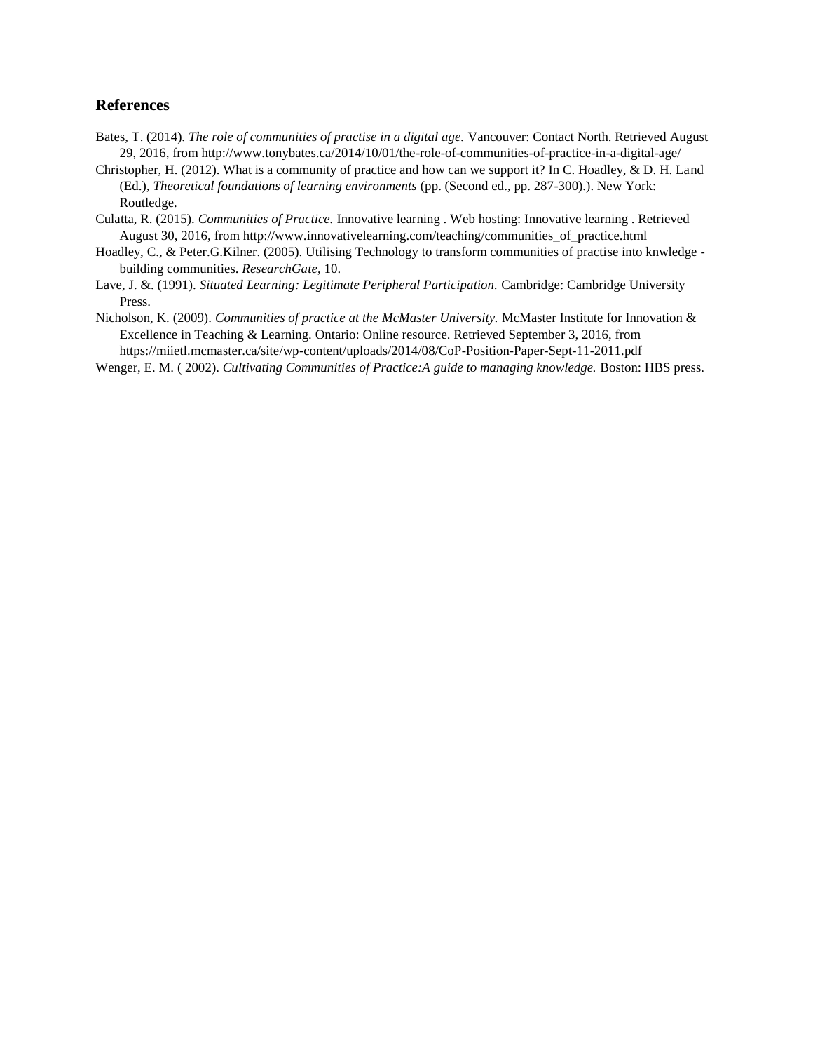## References

Bates, T. (2014). *The role of communities of practise in a digital age.* Vancouver: Contact North. Retrieved August 29, 2016, from http://www.tonybates.ca/2014/10/01/the-role-of-communities-of-practice-in-a-digital-age/

Christopher, H. (2012). What is a community of practice and how can we support it? In C. Hoadley, & D. H. Land (Ed.), *Theoretical foundations of learning environments* (pp. (Second ed., pp. 287-300).). New York: Routledge.

Culatta, R. (2015). *Communities of Practice.* Innovative learning . Web hosting: Innovative learning . Retrieved August 30, 2016, from http://www.innovativelearning.com/teaching/communities_of_practice.html

Hoadley, C., & Peter.G.Kilner. (2005). Utilising Technology to transform communities of practise into knwledge - building communities. *ResearchGate*, 10.

Lave, J. &. (1991). *Situated Learning: Legitimate Peripheral Participation.* Cambridge: Cambridge University Press.

Nicholson, K. (2009). *Communities of practice at the McMaster University.* McMaster Institute for Innovation & Excellence in Teaching & Learning. Ontario: Online resource. Retrieved September 3, 2016, from https://miietl.mcmaster.ca/site/wp-content/uploads/2014/08/CoP-Position-Paper-Sept-11-2011.pdf

Wenger, E. M. ( 2002). *Cultivating Communities of Practice:A guide to managing knowledge.* Boston: HBS press.